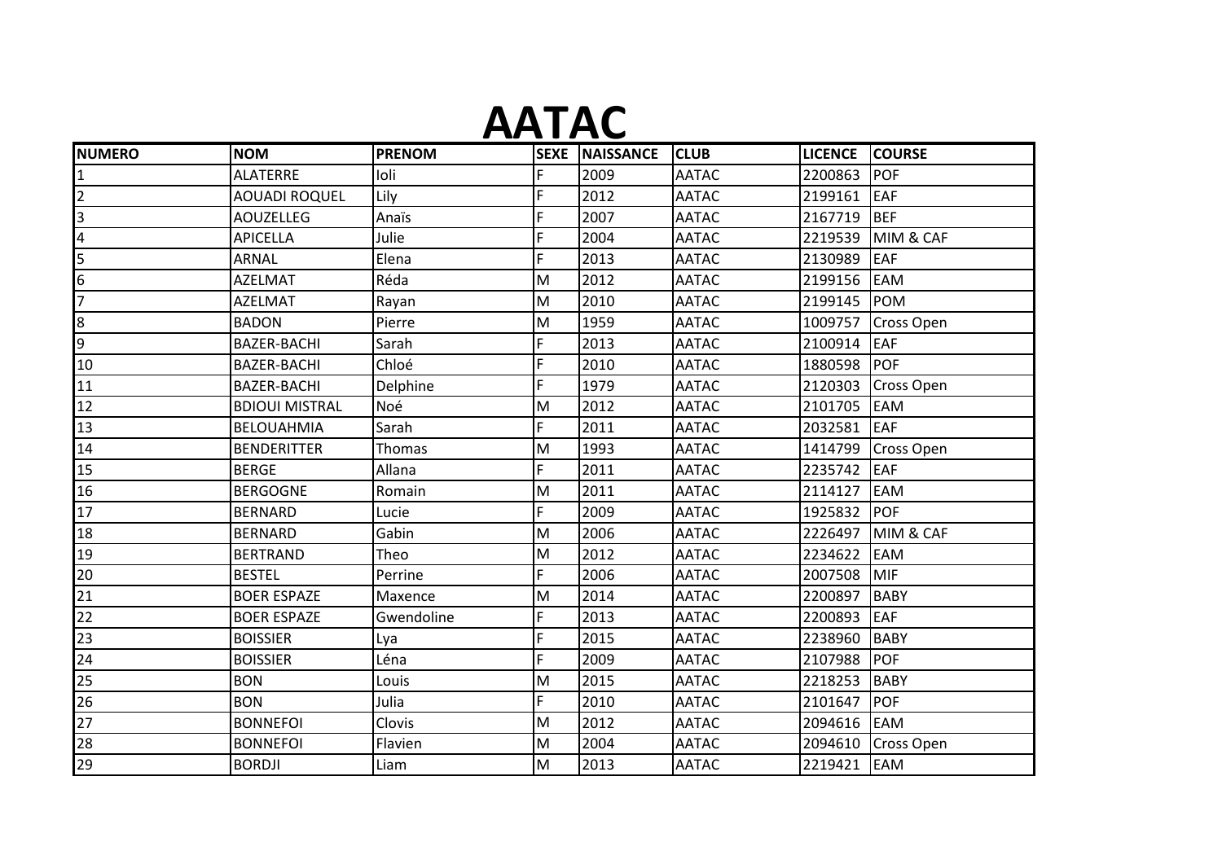# AATAC

| NUMERO | NOM | PRENOM | SEXE | NAISSANCE | CLUB | LICENCE | COURSE |
|---|---|---|---|---|---|---|---|
| 1 | ALATERRE | Ioli | F | 2009 | AATAC | 2200863 | POF |
| 2 | AOUADI ROQUEL | Lily | F | 2012 | AATAC | 2199161 | EAF |
| 3 | AOUZELLEG | Anaïs | F | 2007 | AATAC | 2167719 | BEF |
| 4 | APICELLA | Julie | F | 2004 | AATAC | 2219539 | MIM & CAF |
| 5 | ARNAL | Elena | F | 2013 | AATAC | 2130989 | EAF |
| 6 | AZELMAT | Réda | M | 2012 | AATAC | 2199156 | EAM |
| 7 | AZELMAT | Rayan | M | 2010 | AATAC | 2199145 | POM |
| 8 | BADON | Pierre | M | 1959 | AATAC | 1009757 | Cross Open |
| 9 | BAZER-BACHI | Sarah | F | 2013 | AATAC | 2100914 | EAF |
| 10 | BAZER-BACHI | Chloé | F | 2010 | AATAC | 1880598 | POF |
| 11 | BAZER-BACHI | Delphine | F | 1979 | AATAC | 2120303 | Cross Open |
| 12 | BDIOUI MISTRAL | Noé | M | 2012 | AATAC | 2101705 | EAM |
| 13 | BELOUAHMIA | Sarah | F | 2011 | AATAC | 2032581 | EAF |
| 14 | BENDERITTER | Thomas | M | 1993 | AATAC | 1414799 | Cross Open |
| 15 | BERGE | Allana | F | 2011 | AATAC | 2235742 | EAF |
| 16 | BERGOGNE | Romain | M | 2011 | AATAC | 2114127 | EAM |
| 17 | BERNARD | Lucie | F | 2009 | AATAC | 1925832 | POF |
| 18 | BERNARD | Gabin | M | 2006 | AATAC | 2226497 | MIM & CAF |
| 19 | BERTRAND | Theo | M | 2012 | AATAC | 2234622 | EAM |
| 20 | BESTEL | Perrine | F | 2006 | AATAC | 2007508 | MIF |
| 21 | BOER ESPAZE | Maxence | M | 2014 | AATAC | 2200897 | BABY |
| 22 | BOER ESPAZE | Gwendoline | F | 2013 | AATAC | 2200893 | EAF |
| 23 | BOISSIER | Lya | F | 2015 | AATAC | 2238960 | BABY |
| 24 | BOISSIER | Léna | F | 2009 | AATAC | 2107988 | POF |
| 25 | BON | Louis | M | 2015 | AATAC | 2218253 | BABY |
| 26 | BON | Julia | F | 2010 | AATAC | 2101647 | POF |
| 27 | BONNEFOI | Clovis | M | 2012 | AATAC | 2094616 | EAM |
| 28 | BONNEFOI | Flavien | M | 2004 | AATAC | 2094610 | Cross Open |
| 29 | BORDJI | Liam | M | 2013 | AATAC | 2219421 | EAM |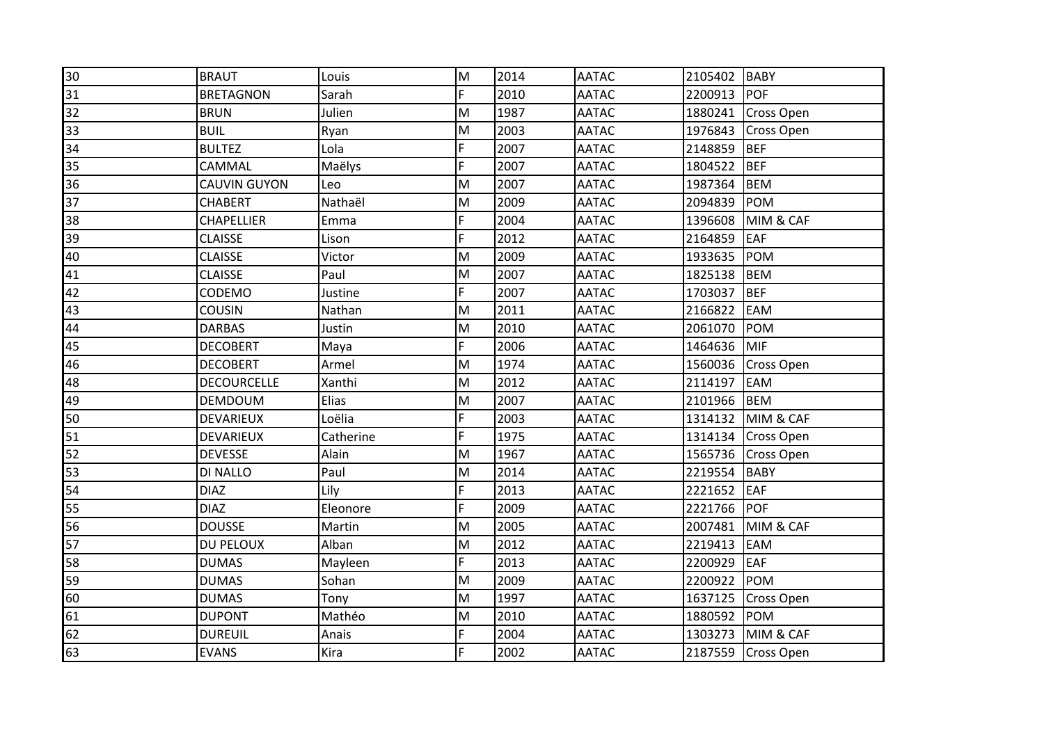| 30 | BRAUT | Louis | M | 2014 | AATAC | 2105402 | BABY |
|---|---|---|---|---|---|---|---|
| 31 | BRETAGNON | Sarah | F | 2010 | AATAC | 2200913 | POF |
| 32 | BRUN | Julien | M | 1987 | AATAC | 1880241 | Cross Open |
| 33 | BUIL | Ryan | M | 2003 | AATAC | 1976843 | Cross Open |
| 34 | BULTEZ | Lola | F | 2007 | AATAC | 2148859 | BEF |
| 35 | CAMMAL | Maëlys | F | 2007 | AATAC | 1804522 | BEF |
| 36 | CAUVIN GUYON | Leo | M | 2007 | AATAC | 1987364 | BEM |
| 37 | CHABERT | Nathaël | M | 2009 | AATAC | 2094839 | POM |
| 38 | CHAPELLIER | Emma | F | 2004 | AATAC | 1396608 | MIM & CAF |
| 39 | CLAISSE | Lison | F | 2012 | AATAC | 2164859 | EAF |
| 40 | CLAISSE | Victor | M | 2009 | AATAC | 1933635 | POM |
| 41 | CLAISSE | Paul | M | 2007 | AATAC | 1825138 | BEM |
| 42 | CODEMO | Justine | F | 2007 | AATAC | 1703037 | BEF |
| 43 | COUSIN | Nathan | M | 2011 | AATAC | 2166822 | EAM |
| 44 | DARBAS | Justin | M | 2010 | AATAC | 2061070 | POM |
| 45 | DECOBERT | Maya | F | 2006 | AATAC | 1464636 | MIF |
| 46 | DECOBERT | Armel | M | 1974 | AATAC | 1560036 | Cross Open |
| 48 | DECOURCELLE | Xanthi | M | 2012 | AATAC | 2114197 | EAM |
| 49 | DEMDOUM | Elias | M | 2007 | AATAC | 2101966 | BEM |
| 50 | DEVARIEUX | Loëlia | F | 2003 | AATAC | 1314132 | MIM & CAF |
| 51 | DEVARIEUX | Catherine | F | 1975 | AATAC | 1314134 | Cross Open |
| 52 | DEVESSE | Alain | M | 1967 | AATAC | 1565736 | Cross Open |
| 53 | DI NALLO | Paul | M | 2014 | AATAC | 2219554 | BABY |
| 54 | DIAZ | Lily | F | 2013 | AATAC | 2221652 | EAF |
| 55 | DIAZ | Eleonore | F | 2009 | AATAC | 2221766 | POF |
| 56 | DOUSSE | Martin | M | 2005 | AATAC | 2007481 | MIM & CAF |
| 57 | DU PELOUX | Alban | M | 2012 | AATAC | 2219413 | EAM |
| 58 | DUMAS | Mayleen | F | 2013 | AATAC | 2200929 | EAF |
| 59 | DUMAS | Sohan | M | 2009 | AATAC | 2200922 | POM |
| 60 | DUMAS | Tony | M | 1997 | AATAC | 1637125 | Cross Open |
| 61 | DUPONT | Mathéo | M | 2010 | AATAC | 1880592 | POM |
| 62 | DUREUIL | Anais | F | 2004 | AATAC | 1303273 | MIM & CAF |
| 63 | EVANS | Kira | F | 2002 | AATAC | 2187559 | Cross Open |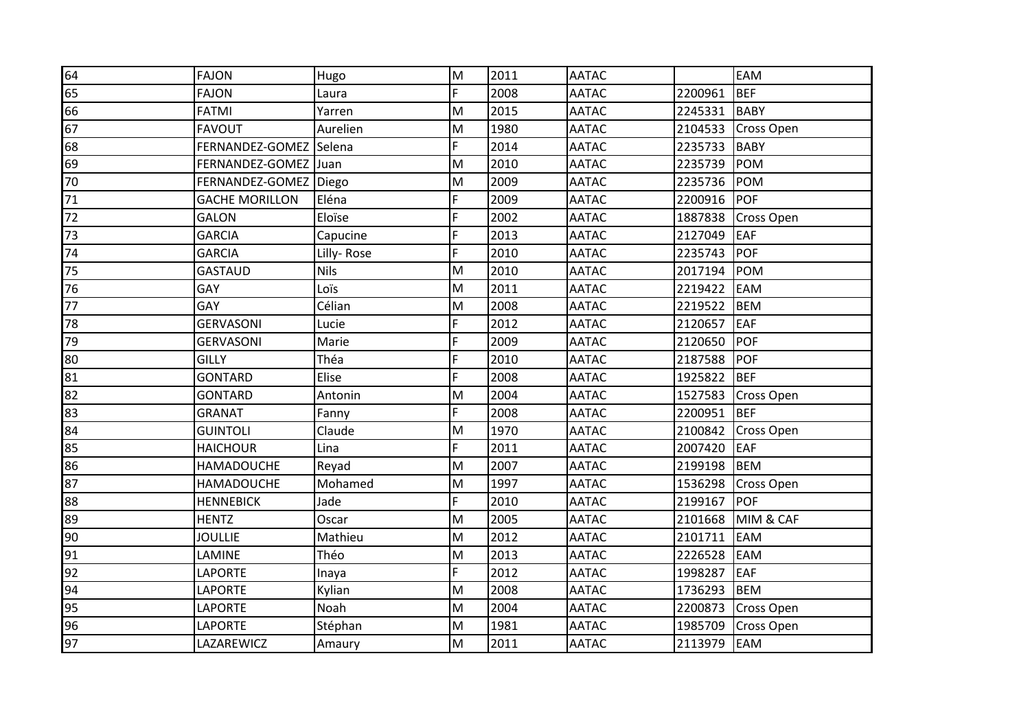| | | | | | | | |
|---|---|---|---|---|---|---|---|
| 64 | FAJON | Hugo | M | 2011 | AATAC | | EAM |
| 65 | FAJON | Laura | F | 2008 | AATAC | 2200961 | BEF |
| 66 | FATMI | Yarren | M | 2015 | AATAC | 2245331 | BABY |
| 67 | FAVOUT | Aurelien | M | 1980 | AATAC | 2104533 | Cross Open |
| 68 | FERNANDEZ-GOMEZ | Selena | F | 2014 | AATAC | 2235733 | BABY |
| 69 | FERNANDEZ-GOMEZ | Juan | M | 2010 | AATAC | 2235739 | POM |
| 70 | FERNANDEZ-GOMEZ | Diego | M | 2009 | AATAC | 2235736 | POM |
| 71 | GACHE MORILLON | Eléna | F | 2009 | AATAC | 2200916 | POF |
| 72 | GALON | Eloïse | F | 2002 | AATAC | 1887838 | Cross Open |
| 73 | GARCIA | Capucine | F | 2013 | AATAC | 2127049 | EAF |
| 74 | GARCIA | Lilly- Rose | F | 2010 | AATAC | 2235743 | POF |
| 75 | GASTAUD | Nils | M | 2010 | AATAC | 2017194 | POM |
| 76 | GAY | Loïs | M | 2011 | AATAC | 2219422 | EAM |
| 77 | GAY | Célian | M | 2008 | AATAC | 2219522 | BEM |
| 78 | GERVASONI | Lucie | F | 2012 | AATAC | 2120657 | EAF |
| 79 | GERVASONI | Marie | F | 2009 | AATAC | 2120650 | POF |
| 80 | GILLY | Théa | F | 2010 | AATAC | 2187588 | POF |
| 81 | GONTARD | Elise | F | 2008 | AATAC | 1925822 | BEF |
| 82 | GONTARD | Antonin | M | 2004 | AATAC | 1527583 | Cross Open |
| 83 | GRANAT | Fanny | F | 2008 | AATAC | 2200951 | BEF |
| 84 | GUINTOLI | Claude | M | 1970 | AATAC | 2100842 | Cross Open |
| 85 | HAICHOUR | Lina | F | 2011 | AATAC | 2007420 | EAF |
| 86 | HAMADOUCHE | Reyad | M | 2007 | AATAC | 2199198 | BEM |
| 87 | HAMADOUCHE | Mohamed | M | 1997 | AATAC | 1536298 | Cross Open |
| 88 | HENNEBICK | Jade | F | 2010 | AATAC | 2199167 | POF |
| 89 | HENTZ | Oscar | M | 2005 | AATAC | 2101668 | MIM & CAF |
| 90 | JOULLIE | Mathieu | M | 2012 | AATAC | 2101711 | EAM |
| 91 | LAMINE | Théo | M | 2013 | AATAC | 2226528 | EAM |
| 92 | LAPORTE | Inaya | F | 2012 | AATAC | 1998287 | EAF |
| 94 | LAPORTE | Kylian | M | 2008 | AATAC | 1736293 | BEM |
| 95 | LAPORTE | Noah | M | 2004 | AATAC | 2200873 | Cross Open |
| 96 | LAPORTE | Stéphan | M | 1981 | AATAC | 1985709 | Cross Open |
| 97 | LAZAREWICZ | Amaury | M | 2011 | AATAC | 2113979 | EAM |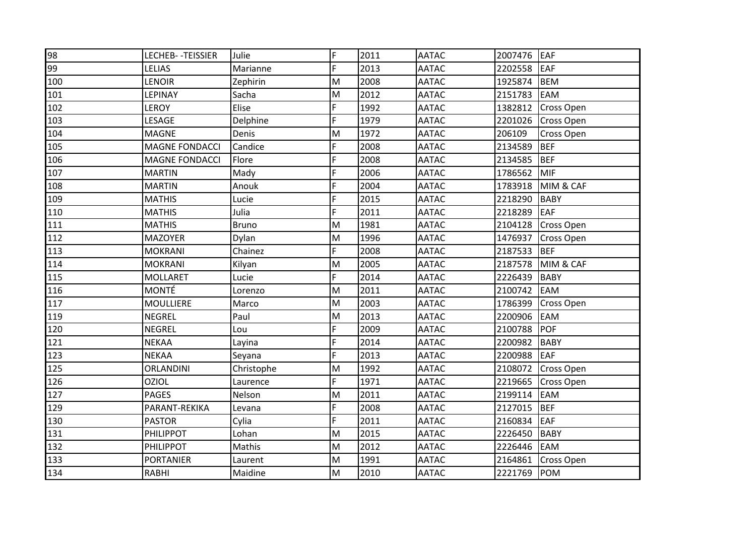| | | | | | | | |
|---|---|---|---|---|---|---|---|
| 98 | LECHEB- -TEISSIER | Julie | F | 2011 | AATAC | 2007476 | EAF |
| 99 | LELIAS | Marianne | F | 2013 | AATAC | 2202558 | EAF |
| 100 | LENOIR | Zephirin | M | 2008 | AATAC | 1925874 | BEM |
| 101 | LEPINAY | Sacha | M | 2012 | AATAC | 2151783 | EAM |
| 102 | LEROY | Elise | F | 1992 | AATAC | 1382812 | Cross Open |
| 103 | LESAGE | Delphine | F | 1979 | AATAC | 2201026 | Cross Open |
| 104 | MAGNE | Denis | M | 1972 | AATAC | 206109 | Cross Open |
| 105 | MAGNE FONDACCI | Candice | F | 2008 | AATAC | 2134589 | BEF |
| 106 | MAGNE FONDACCI | Flore | F | 2008 | AATAC | 2134585 | BEF |
| 107 | MARTIN | Mady | F | 2006 | AATAC | 1786562 | MIF |
| 108 | MARTIN | Anouk | F | 2004 | AATAC | 1783918 | MIM & CAF |
| 109 | MATHIS | Lucie | F | 2015 | AATAC | 2218290 | BABY |
| 110 | MATHIS | Julia | F | 2011 | AATAC | 2218289 | EAF |
| 111 | MATHIS | Bruno | M | 1981 | AATAC | 2104128 | Cross Open |
| 112 | MAZOYER | Dylan | M | 1996 | AATAC | 1476937 | Cross Open |
| 113 | MOKRANI | Chainez | F | 2008 | AATAC | 2187533 | BEF |
| 114 | MOKRANI | Kilyan | M | 2005 | AATAC | 2187578 | MIM & CAF |
| 115 | MOLLARET | Lucie | F | 2014 | AATAC | 2226439 | BABY |
| 116 | MONTÉ | Lorenzo | M | 2011 | AATAC | 2100742 | EAM |
| 117 | MOULLIERE | Marco | M | 2003 | AATAC | 1786399 | Cross Open |
| 119 | NEGREL | Paul | M | 2013 | AATAC | 2200906 | EAM |
| 120 | NEGREL | Lou | F | 2009 | AATAC | 2100788 | POF |
| 121 | NEKAA | Layina | F | 2014 | AATAC | 2200982 | BABY |
| 123 | NEKAA | Seyana | F | 2013 | AATAC | 2200988 | EAF |
| 125 | ORLANDINI | Christophe | M | 1992 | AATAC | 2108072 | Cross Open |
| 126 | OZIOL | Laurence | F | 1971 | AATAC | 2219665 | Cross Open |
| 127 | PAGES | Nelson | M | 2011 | AATAC | 2199114 | EAM |
| 129 | PARANT-REKIKA | Levana | F | 2008 | AATAC | 2127015 | BEF |
| 130 | PASTOR | Cylia | F | 2011 | AATAC | 2160834 | EAF |
| 131 | PHILIPPOT | Lohan | M | 2015 | AATAC | 2226450 | BABY |
| 132 | PHILIPPOT | Mathis | M | 2012 | AATAC | 2226446 | EAM |
| 133 | PORTANIER | Laurent | M | 1991 | AATAC | 2164861 | Cross Open |
| 134 | RABHI | Maidine | M | 2010 | AATAC | 2221769 | POM |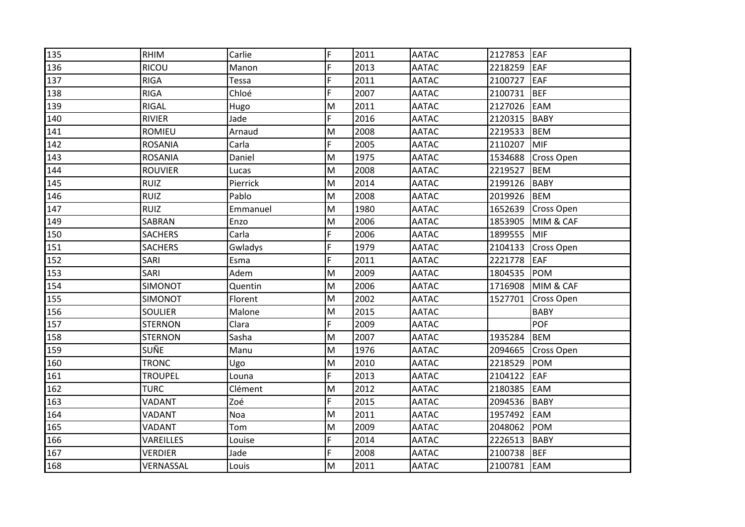| 135 | RHIM | Carlie | F | 2011 | AATAC | 2127853 | EAF |
|---|---|---|---|---|---|---|---|
| 136 | RICOU | Manon | F | 2013 | AATAC | 2218259 | EAF |
| 137 | RIGA | Tessa | F | 2011 | AATAC | 2100727 | EAF |
| 138 | RIGA | Chloé | F | 2007 | AATAC | 2100731 | BEF |
| 139 | RIGAL | Hugo | M | 2011 | AATAC | 2127026 | EAM |
| 140 | RIVIER | Jade | F | 2016 | AATAC | 2120315 | BABY |
| 141 | ROMIEU | Arnaud | M | 2008 | AATAC | 2219533 | BEM |
| 142 | ROSANIA | Carla | F | 2005 | AATAC | 2110207 | MIF |
| 143 | ROSANIA | Daniel | M | 1975 | AATAC | 1534688 | Cross Open |
| 144 | ROUVIER | Lucas | M | 2008 | AATAC | 2219527 | BEM |
| 145 | RUIZ | Pierrick | M | 2014 | AATAC | 2199126 | BABY |
| 146 | RUIZ | Pablo | M | 2008 | AATAC | 2019926 | BEM |
| 147 | RUIZ | Emmanuel | M | 1980 | AATAC | 1652639 | Cross Open |
| 149 | SABRAN | Enzo | M | 2006 | AATAC | 1853905 | MIM & CAF |
| 150 | SACHERS | Carla | F | 2006 | AATAC | 1899555 | MIF |
| 151 | SACHERS | Gwladys | F | 1979 | AATAC | 2104133 | Cross Open |
| 152 | SARI | Esma | F | 2011 | AATAC | 2221778 | EAF |
| 153 | SARI | Adem | M | 2009 | AATAC | 1804535 | POM |
| 154 | SIMONOT | Quentin | M | 2006 | AATAC | 1716908 | MIM & CAF |
| 155 | SIMONOT | Florent | M | 2002 | AATAC | 1527701 | Cross Open |
| 156 | SOULIER | Malone | M | 2015 | AATAC | | BABY |
| 157 | STERNON | Clara | F | 2009 | AATAC | | POF |
| 158 | STERNON | Sasha | M | 2007 | AATAC | 1935284 | BEM |
| 159 | SUÑE | Manu | M | 1976 | AATAC | 2094665 | Cross Open |
| 160 | TRONC | Ugo | M | 2010 | AATAC | 2218529 | POM |
| 161 | TROUPEL | Louna | F | 2013 | AATAC | 2104122 | EAF |
| 162 | TURC | Clément | M | 2012 | AATAC | 2180385 | EAM |
| 163 | VADANT | Zoé | F | 2015 | AATAC | 2094536 | BABY |
| 164 | VADANT | Noa | M | 2011 | AATAC | 1957492 | EAM |
| 165 | VADANT | Tom | M | 2009 | AATAC | 2048062 | POM |
| 166 | VAREILLES | Louise | F | 2014 | AATAC | 2226513 | BABY |
| 167 | VERDIER | Jade | F | 2008 | AATAC | 2100738 | BEF |
| 168 | VERNASSAL | Louis | M | 2011 | AATAC | 2100781 | EAM |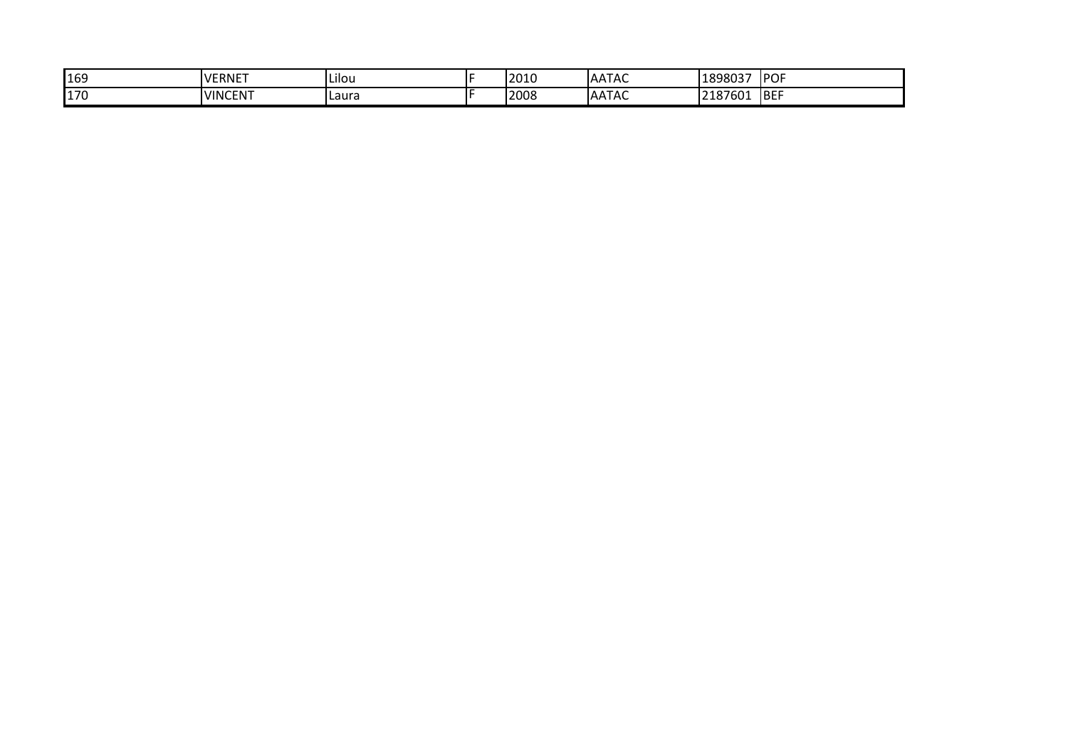| | | | | | | | |
|---|---|---|---|---|---|---|---|
| 169 | VERNET | Lilou | F | 2010 | AATAC | 1898037 | POF |
| 170 | VINCENT | Laura | F | 2008 | AATAC | 2187601 | BEF |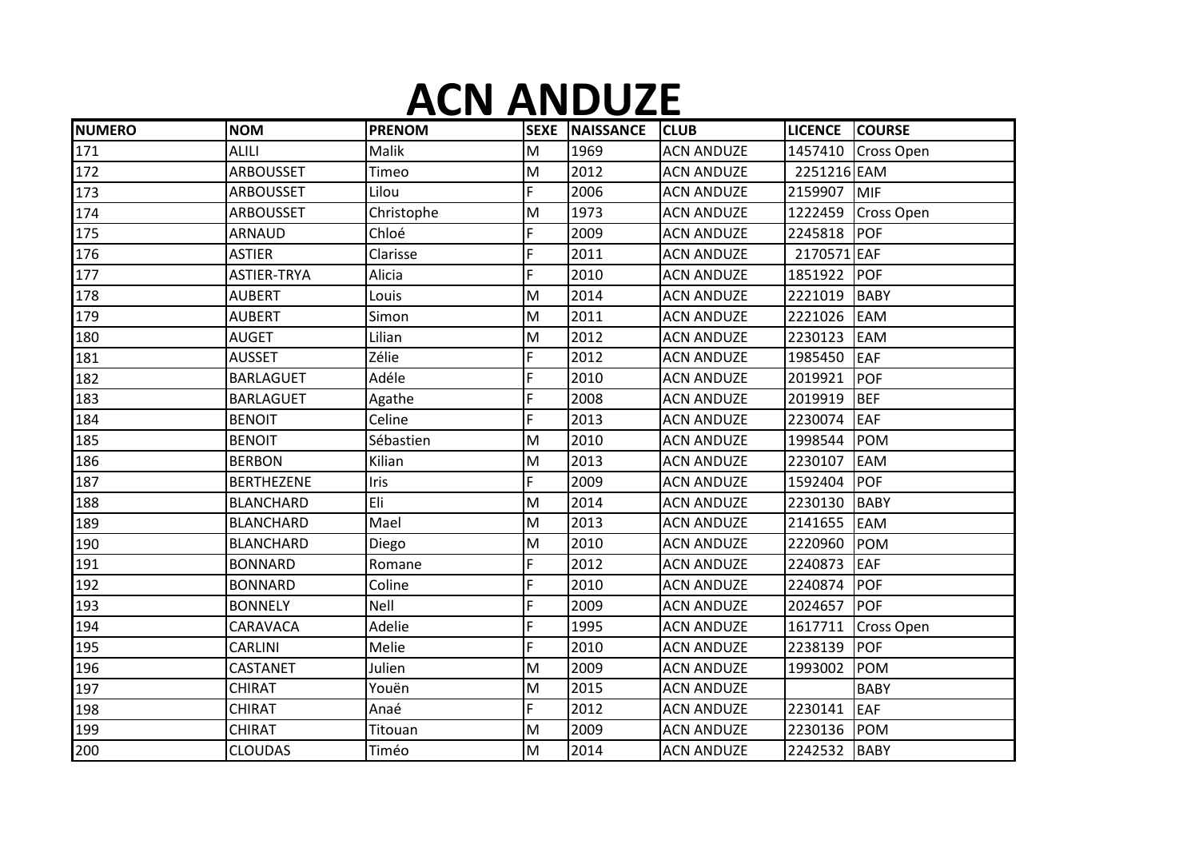# ACN ANDUZE

| NUMERO | NOM | PRENOM | SEXE | NAISSANCE | CLUB | LICENCE | COURSE |
|---|---|---|---|---|---|---|---|
| 171 | ALILI | Malik | M | 1969 | ACN ANDUZE | 1457410 | Cross Open |
| 172 | ARBOUSSET | Timeo | M | 2012 | ACN ANDUZE | 2251216 | EAM |
| 173 | ARBOUSSET | Lilou | F | 2006 | ACN ANDUZE | 2159907 | MIF |
| 174 | ARBOUSSET | Christophe | M | 1973 | ACN ANDUZE | 1222459 | Cross Open |
| 175 | ARNAUD | Chloé | F | 2009 | ACN ANDUZE | 2245818 | POF |
| 176 | ASTIER | Clarisse | F | 2011 | ACN ANDUZE | 2170571 | EAF |
| 177 | ASTIER-TRYA | Alicia | F | 2010 | ACN ANDUZE | 1851922 | POF |
| 178 | AUBERT | Louis | M | 2014 | ACN ANDUZE | 2221019 | BABY |
| 179 | AUBERT | Simon | M | 2011 | ACN ANDUZE | 2221026 | EAM |
| 180 | AUGET | Lilian | M | 2012 | ACN ANDUZE | 2230123 | EAM |
| 181 | AUSSET | Zélie | F | 2012 | ACN ANDUZE | 1985450 | EAF |
| 182 | BARLAGUET | Adéle | F | 2010 | ACN ANDUZE | 2019921 | POF |
| 183 | BARLAGUET | Agathe | F | 2008 | ACN ANDUZE | 2019919 | BEF |
| 184 | BENOIT | Celine | F | 2013 | ACN ANDUZE | 2230074 | EAF |
| 185 | BENOIT | Sébastien | M | 2010 | ACN ANDUZE | 1998544 | POM |
| 186 | BERBON | Kilian | M | 2013 | ACN ANDUZE | 2230107 | EAM |
| 187 | BERTHEZENE | Iris | F | 2009 | ACN ANDUZE | 1592404 | POF |
| 188 | BLANCHARD | Eli | M | 2014 | ACN ANDUZE | 2230130 | BABY |
| 189 | BLANCHARD | Mael | M | 2013 | ACN ANDUZE | 2141655 | EAM |
| 190 | BLANCHARD | Diego | M | 2010 | ACN ANDUZE | 2220960 | POM |
| 191 | BONNARD | Romane | F | 2012 | ACN ANDUZE | 2240873 | EAF |
| 192 | BONNARD | Coline | F | 2010 | ACN ANDUZE | 2240874 | POF |
| 193 | BONNELY | Nell | F | 2009 | ACN ANDUZE | 2024657 | POF |
| 194 | CARAVACA | Adelie | F | 1995 | ACN ANDUZE | 1617711 | Cross Open |
| 195 | CARLINI | Melie | F | 2010 | ACN ANDUZE | 2238139 | POF |
| 196 | CASTANET | Julien | M | 2009 | ACN ANDUZE | 1993002 | POM |
| 197 | CHIRAT | Youën | M | 2015 | ACN ANDUZE | | BABY |
| 198 | CHIRAT | Anaé | F | 2012 | ACN ANDUZE | 2230141 | EAF |
| 199 | CHIRAT | Titouan | M | 2009 | ACN ANDUZE | 2230136 | POM |
| 200 | CLOUDAS | Timéo | M | 2014 | ACN ANDUZE | 2242532 | BABY |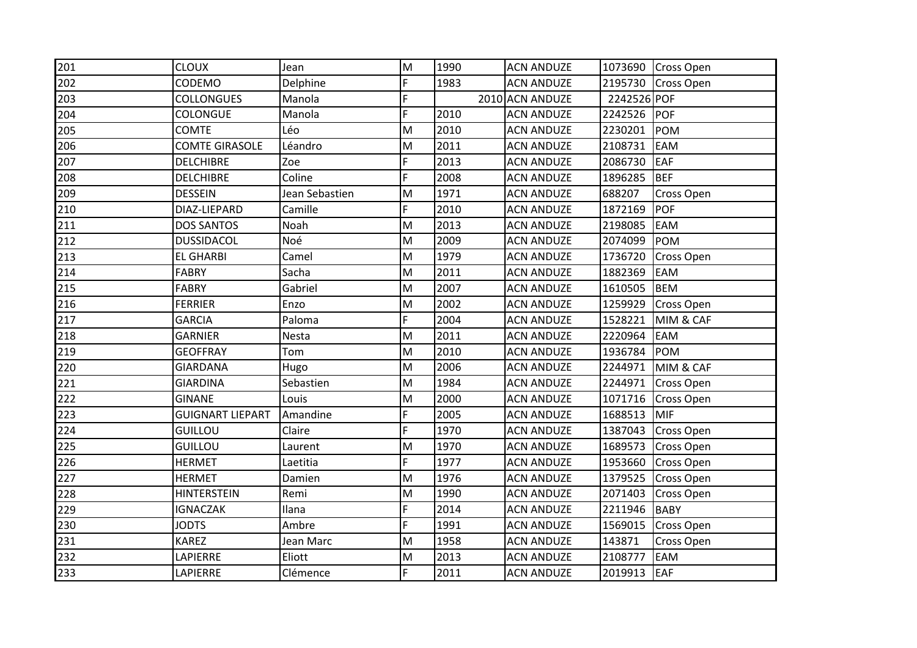| 201 | CLOUX | Jean | M | 1990 | ACN ANDUZE | 1073690 | Cross Open |
|---|---|---|---|---|---|---|---|
| 202 | CODEMO | Delphine | F | 1983 | ACN ANDUZE | 2195730 | Cross Open |
| 203 | COLLONGUES | Manola | F | 2010 | ACN ANDUZE | 2242526 | POF |
| 204 | COLONGUE | Manola | F | 2010 | ACN ANDUZE | 2242526 | POF |
| 205 | COMTE | Léo | M | 2010 | ACN ANDUZE | 2230201 | POM |
| 206 | COMTE GIRASOLE | Léandro | M | 2011 | ACN ANDUZE | 2108731 | EAM |
| 207 | DELCHIBRE | Zoe | F | 2013 | ACN ANDUZE | 2086730 | EAF |
| 208 | DELCHIBRE | Coline | F | 2008 | ACN ANDUZE | 1896285 | BEF |
| 209 | DESSEIN | Jean Sebastien | M | 1971 | ACN ANDUZE | 688207 | Cross Open |
| 210 | DIAZ-LIEPARD | Camille | F | 2010 | ACN ANDUZE | 1872169 | POF |
| 211 | DOS SANTOS | Noah | M | 2013 | ACN ANDUZE | 2198085 | EAM |
| 212 | DUSSIDACOL | Noé | M | 2009 | ACN ANDUZE | 2074099 | POM |
| 213 | EL GHARBI | Camel | M | 1979 | ACN ANDUZE | 1736720 | Cross Open |
| 214 | FABRY | Sacha | M | 2011 | ACN ANDUZE | 1882369 | EAM |
| 215 | FABRY | Gabriel | M | 2007 | ACN ANDUZE | 1610505 | BEM |
| 216 | FERRIER | Enzo | M | 2002 | ACN ANDUZE | 1259929 | Cross Open |
| 217 | GARCIA | Paloma | F | 2004 | ACN ANDUZE | 1528221 | MIM & CAF |
| 218 | GARNIER | Nesta | M | 2011 | ACN ANDUZE | 2220964 | EAM |
| 219 | GEOFFRAY | Tom | M | 2010 | ACN ANDUZE | 1936784 | POM |
| 220 | GIARDANA | Hugo | M | 2006 | ACN ANDUZE | 2244971 | MIM & CAF |
| 221 | GIARDINA | Sebastien | M | 1984 | ACN ANDUZE | 2244971 | Cross Open |
| 222 | GINANE | Louis | M | 2000 | ACN ANDUZE | 1071716 | Cross Open |
| 223 | GUIGNART LIEPART | Amandine | F | 2005 | ACN ANDUZE | 1688513 | MIF |
| 224 | GUILLOU | Claire | F | 1970 | ACN ANDUZE | 1387043 | Cross Open |
| 225 | GUILLOU | Laurent | M | 1970 | ACN ANDUZE | 1689573 | Cross Open |
| 226 | HERMET | Laetitia | F | 1977 | ACN ANDUZE | 1953660 | Cross Open |
| 227 | HERMET | Damien | M | 1976 | ACN ANDUZE | 1379525 | Cross Open |
| 228 | HINTERSTEIN | Remi | M | 1990 | ACN ANDUZE | 2071403 | Cross Open |
| 229 | IGNACZAK | Ilana | F | 2014 | ACN ANDUZE | 2211946 | BABY |
| 230 | JODTS | Ambre | F | 1991 | ACN ANDUZE | 1569015 | Cross Open |
| 231 | KAREZ | Jean Marc | M | 1958 | ACN ANDUZE | 143871 | Cross Open |
| 232 | LAPIERRE | Eliott | M | 2013 | ACN ANDUZE | 2108777 | EAM |
| 233 | LAPIERRE | Clémence | F | 2011 | ACN ANDUZE | 2019913 | EAF |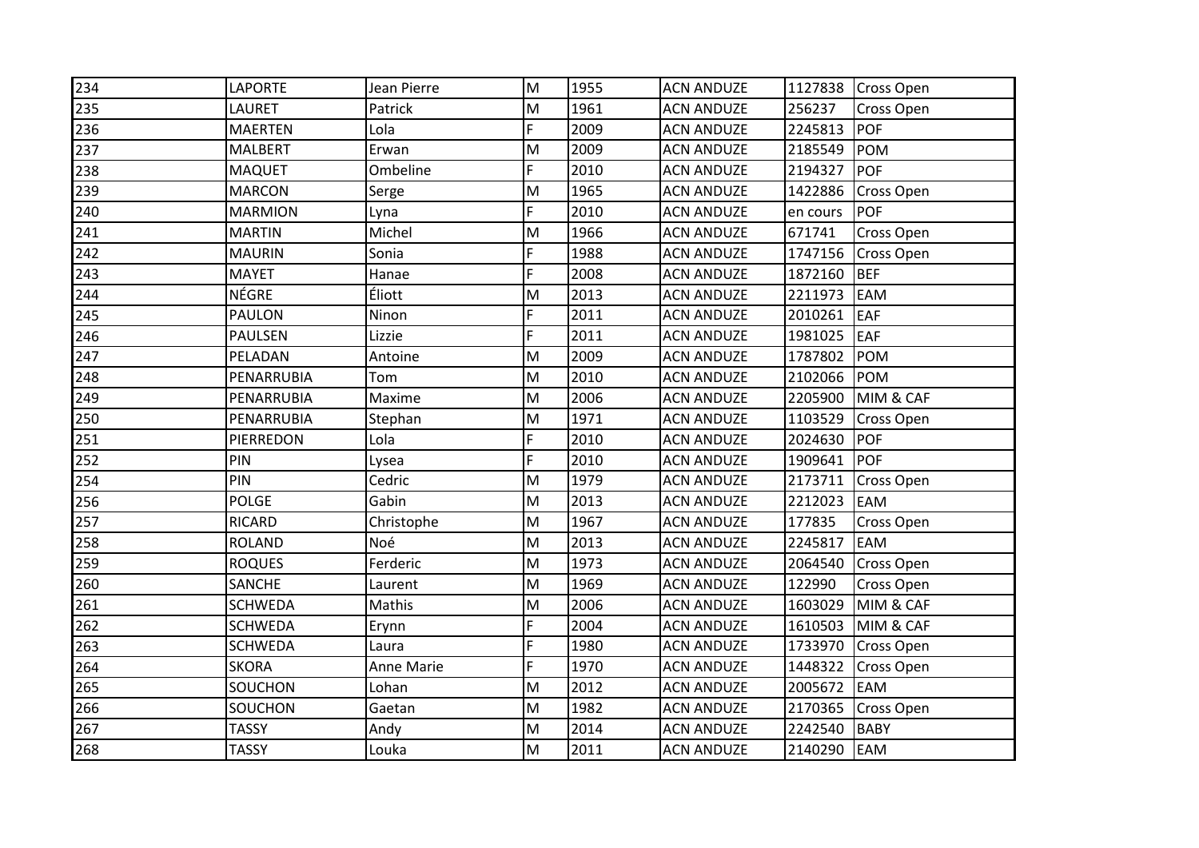| 234 | LAPORTE | Jean Pierre | M | 1955 | ACN ANDUZE | 1127838 | Cross Open |
|---|---|---|---|---|---|---|---|
| 235 | LAURET | Patrick | M | 1961 | ACN ANDUZE | 256237 | Cross Open |
| 236 | MAERTEN | Lola | F | 2009 | ACN ANDUZE | 2245813 | POF |
| 237 | MALBERT | Erwan | M | 2009 | ACN ANDUZE | 2185549 | POM |
| 238 | MAQUET | Ombeline | F | 2010 | ACN ANDUZE | 2194327 | POF |
| 239 | MARCON | Serge | M | 1965 | ACN ANDUZE | 1422886 | Cross Open |
| 240 | MARMION | Lyna | F | 2010 | ACN ANDUZE | en cours | POF |
| 241 | MARTIN | Michel | M | 1966 | ACN ANDUZE | 671741 | Cross Open |
| 242 | MAURIN | Sonia | F | 1988 | ACN ANDUZE | 1747156 | Cross Open |
| 243 | MAYET | Hanae | F | 2008 | ACN ANDUZE | 1872160 | BEF |
| 244 | NÉGRE | Éliott | M | 2013 | ACN ANDUZE | 2211973 | EAM |
| 245 | PAULON | Ninon | F | 2011 | ACN ANDUZE | 2010261 | EAF |
| 246 | PAULSEN | Lizzie | F | 2011 | ACN ANDUZE | 1981025 | EAF |
| 247 | PELADAN | Antoine | M | 2009 | ACN ANDUZE | 1787802 | POM |
| 248 | PENARRUBIA | Tom | M | 2010 | ACN ANDUZE | 2102066 | POM |
| 249 | PENARRUBIA | Maxime | M | 2006 | ACN ANDUZE | 2205900 | MIM & CAF |
| 250 | PENARRUBIA | Stephan | M | 1971 | ACN ANDUZE | 1103529 | Cross Open |
| 251 | PIERREDON | Lola | F | 2010 | ACN ANDUZE | 2024630 | POF |
| 252 | PIN | Lysea | F | 2010 | ACN ANDUZE | 1909641 | POF |
| 254 | PIN | Cedric | M | 1979 | ACN ANDUZE | 2173711 | Cross Open |
| 256 | POLGE | Gabin | M | 2013 | ACN ANDUZE | 2212023 | EAM |
| 257 | RICARD | Christophe | M | 1967 | ACN ANDUZE | 177835 | Cross Open |
| 258 | ROLAND | Noé | M | 2013 | ACN ANDUZE | 2245817 | EAM |
| 259 | ROQUES | Ferderic | M | 1973 | ACN ANDUZE | 2064540 | Cross Open |
| 260 | SANCHE | Laurent | M | 1969 | ACN ANDUZE | 122990 | Cross Open |
| 261 | SCHWEDA | Mathis | M | 2006 | ACN ANDUZE | 1603029 | MIM & CAF |
| 262 | SCHWEDA | Erynn | F | 2004 | ACN ANDUZE | 1610503 | MIM & CAF |
| 263 | SCHWEDA | Laura | F | 1980 | ACN ANDUZE | 1733970 | Cross Open |
| 264 | SKORA | Anne Marie | F | 1970 | ACN ANDUZE | 1448322 | Cross Open |
| 265 | SOUCHON | Lohan | M | 2012 | ACN ANDUZE | 2005672 | EAM |
| 266 | SOUCHON | Gaetan | M | 1982 | ACN ANDUZE | 2170365 | Cross Open |
| 267 | TASSY | Andy | M | 2014 | ACN ANDUZE | 2242540 | BABY |
| 268 | TASSY | Louka | M | 2011 | ACN ANDUZE | 2140290 | EAM |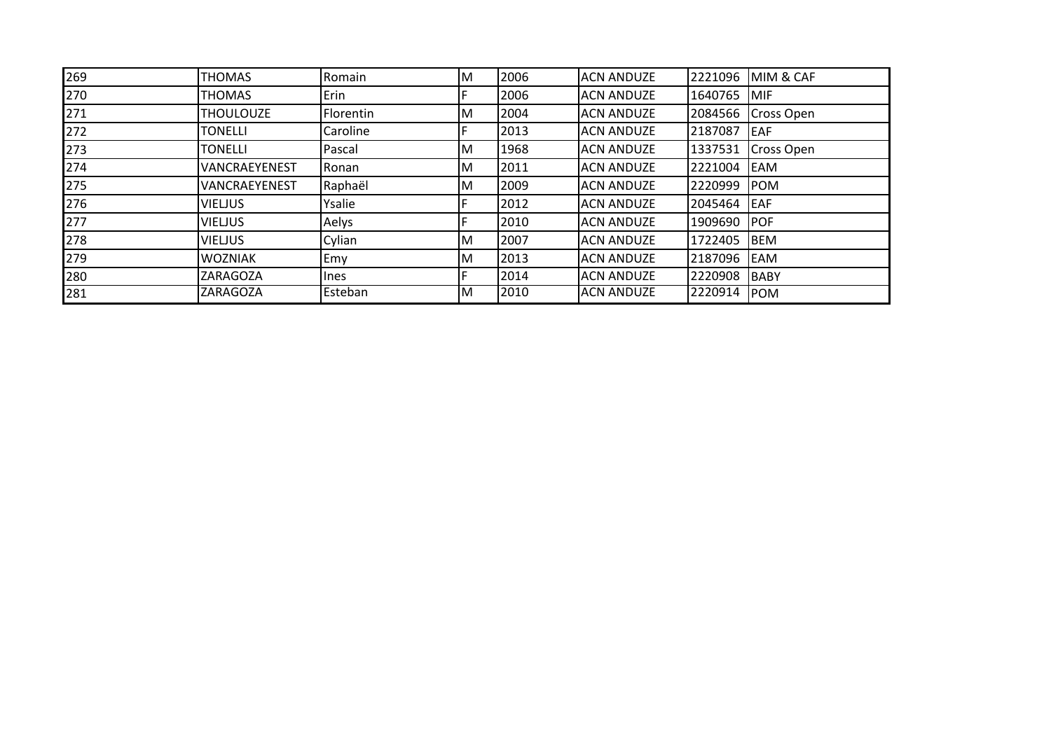| 269 | THOMAS | Romain | M | 2006 | ACN ANDUZE | 2221096 | MIM & CAF |
|---|---|---|---|---|---|---|---|
| 270 | THOMAS | Erin | F | 2006 | ACN ANDUZE | 1640765 | MIF |
| 271 | THOULOUZE | Florentin | M | 2004 | ACN ANDUZE | 2084566 | Cross Open |
| 272 | TONELLI | Caroline | F | 2013 | ACN ANDUZE | 2187087 | EAF |
| 273 | TONELLI | Pascal | M | 1968 | ACN ANDUZE | 1337531 | Cross Open |
| 274 | VANCRAEYENEST | Ronan | M | 2011 | ACN ANDUZE | 2221004 | EAM |
| 275 | VANCRAEYENEST | Raphaël | M | 2009 | ACN ANDUZE | 2220999 | POM |
| 276 | VIELJUS | Ysalie | F | 2012 | ACN ANDUZE | 2045464 | EAF |
| 277 | VIELJUS | Aelys | F | 2010 | ACN ANDUZE | 1909690 | POF |
| 278 | VIELJUS | Cylian | M | 2007 | ACN ANDUZE | 1722405 | BEM |
| 279 | WOZNIAK | Emy | M | 2013 | ACN ANDUZE | 2187096 | EAM |
| 280 | ZARAGOZA | Ines | F | 2014 | ACN ANDUZE | 2220908 | BABY |
| 281 | ZARAGOZA | Esteban | M | 2010 | ACN ANDUZE | 2220914 | POM |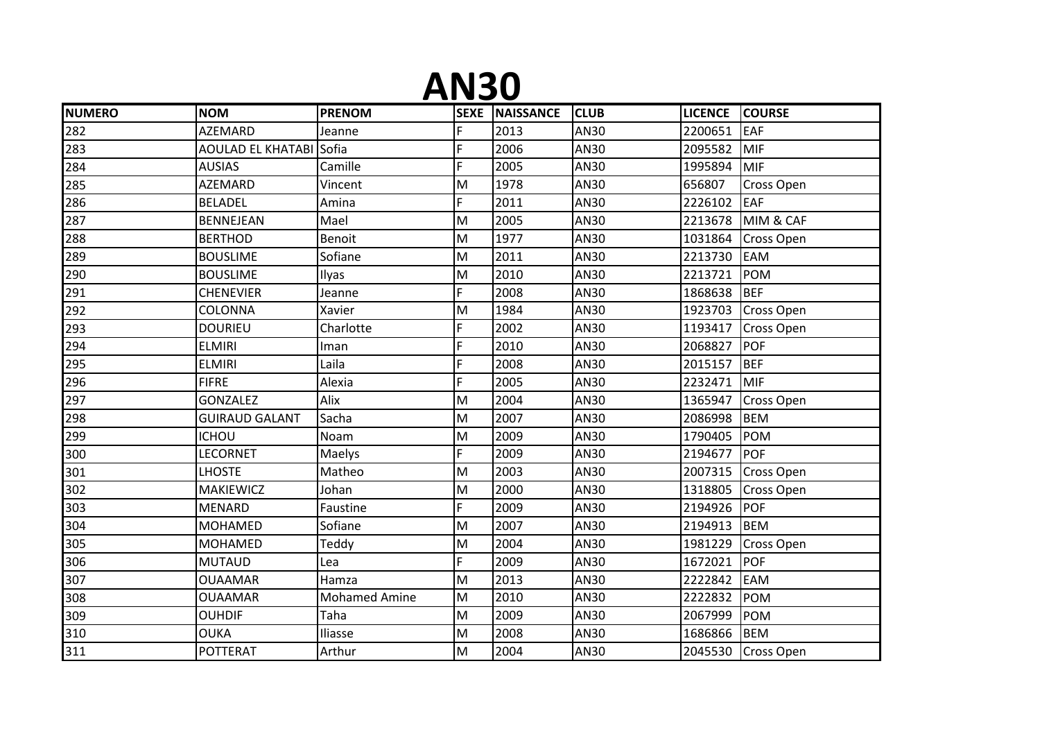# AN30

| NUMERO | NOM | PRENOM | SEXE | NAISSANCE | CLUB | LICENCE | COURSE |
|---|---|---|---|---|---|---|---|
| 282 | AZEMARD | Jeanne | F | 2013 | AN30 | 2200651 | EAF |
| 283 | AOULAD EL KHATABI | Sofia | F | 2006 | AN30 | 2095582 | MIF |
| 284 | AUSIAS | Camille | F | 2005 | AN30 | 1995894 | MIF |
| 285 | AZEMARD | Vincent | M | 1978 | AN30 | 656807 | Cross Open |
| 286 | BELADEL | Amina | F | 2011 | AN30 | 2226102 | EAF |
| 287 | BENNEJEAN | Mael | M | 2005 | AN30 | 2213678 | MIM & CAF |
| 288 | BERTHOD | Benoit | M | 1977 | AN30 | 1031864 | Cross Open |
| 289 | BOUSLIME | Sofiane | M | 2011 | AN30 | 2213730 | EAM |
| 290 | BOUSLIME | Ilyas | M | 2010 | AN30 | 2213721 | POM |
| 291 | CHENEVIER | Jeanne | F | 2008 | AN30 | 1868638 | BEF |
| 292 | COLONNA | Xavier | M | 1984 | AN30 | 1923703 | Cross Open |
| 293 | DOURIEU | Charlotte | F | 2002 | AN30 | 1193417 | Cross Open |
| 294 | ELMIRI | Iman | F | 2010 | AN30 | 2068827 | POF |
| 295 | ELMIRI | Laila | F | 2008 | AN30 | 2015157 | BEF |
| 296 | FIFRE | Alexia | F | 2005 | AN30 | 2232471 | MIF |
| 297 | GONZALEZ | Alix | M | 2004 | AN30 | 1365947 | Cross Open |
| 298 | GUIRAUD GALANT | Sacha | M | 2007 | AN30 | 2086998 | BEM |
| 299 | ICHOU | Noam | M | 2009 | AN30 | 1790405 | POM |
| 300 | LECORNET | Maelys | F | 2009 | AN30 | 2194677 | POF |
| 301 | LHOSTE | Matheo | M | 2003 | AN30 | 2007315 | Cross Open |
| 302 | MAKIEWICZ | Johan | M | 2000 | AN30 | 1318805 | Cross Open |
| 303 | MENARD | Faustine | F | 2009 | AN30 | 2194926 | POF |
| 304 | MOHAMED | Sofiane | M | 2007 | AN30 | 2194913 | BEM |
| 305 | MOHAMED | Teddy | M | 2004 | AN30 | 1981229 | Cross Open |
| 306 | MUTAUD | Lea | F | 2009 | AN30 | 1672021 | POF |
| 307 | OUAAMAR | Hamza | M | 2013 | AN30 | 2222842 | EAM |
| 308 | OUAAMAR | Mohamed Amine | M | 2010 | AN30 | 2222832 | POM |
| 309 | OUHDIF | Taha | M | 2009 | AN30 | 2067999 | POM |
| 310 | OUKA | Iliasse | M | 2008 | AN30 | 1686866 | BEM |
| 311 | POTTERAT | Arthur | M | 2004 | AN30 | 2045530 | Cross Open |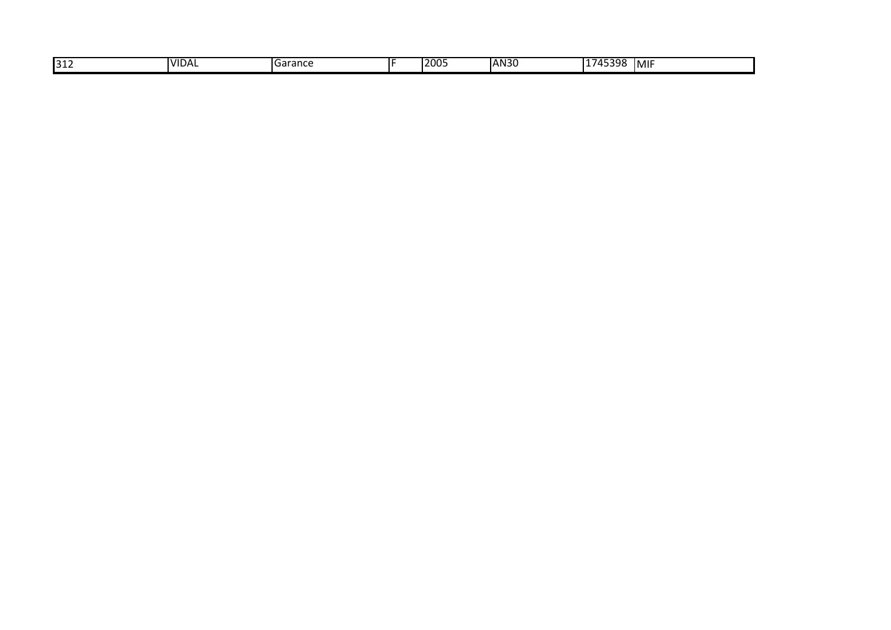| 312 | VIDAL | Garance | F | 2005 | AN30 | 1745398 | MIF |
|---|---|---|---|---|---|---|---|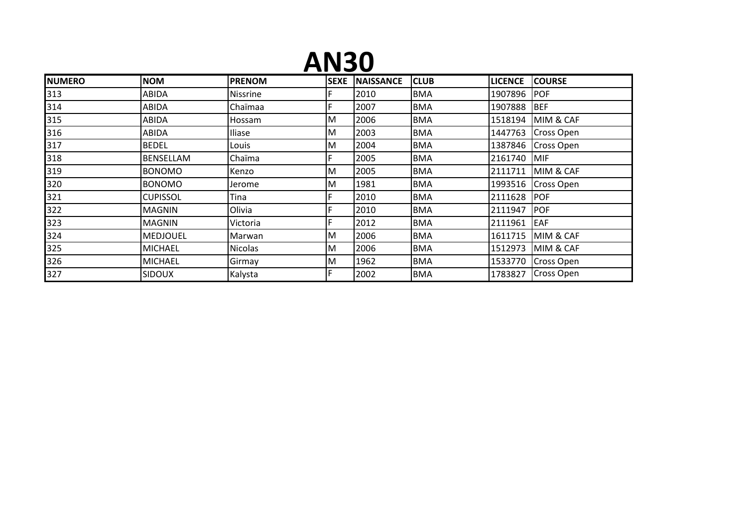# AN30

| NUMERO | NOM | PRENOM | SEXE | NAISSANCE | CLUB | LICENCE | COURSE |
|---|---|---|---|---|---|---|---|
| 313 | ABIDA | Nissrine | F | 2010 | BMA | 1907896 | POF |
| 314 | ABIDA | Chaïmaa | F | 2007 | BMA | 1907888 | BEF |
| 315 | ABIDA | Hossam | M | 2006 | BMA | 1518194 | MIM & CAF |
| 316 | ABIDA | Iliase | M | 2003 | BMA | 1447763 | Cross Open |
| 317 | BEDEL | Louis | M | 2004 | BMA | 1387846 | Cross Open |
| 318 | BENSELLAM | Chaïma | F | 2005 | BMA | 2161740 | MIF |
| 319 | BONOMO | Kenzo | M | 2005 | BMA | 2111711 | MIM & CAF |
| 320 | BONOMO | Jerome | M | 1981 | BMA | 1993516 | Cross Open |
| 321 | CUPISSOL | Tina | F | 2010 | BMA | 2111628 | POF |
| 322 | MAGNIN | Olivia | F | 2010 | BMA | 2111947 | POF |
| 323 | MAGNIN | Victoria | F | 2012 | BMA | 2111961 | EAF |
| 324 | MEDJOUEL | Marwan | M | 2006 | BMA | 1611715 | MIM & CAF |
| 325 | MICHAEL | Nicolas | M | 2006 | BMA | 1512973 | MIM & CAF |
| 326 | MICHAEL | Girmay | M | 1962 | BMA | 1533770 | Cross Open |
| 327 | SIDOUX | Kalysta | F | 2002 | BMA | 1783827 | Cross Open |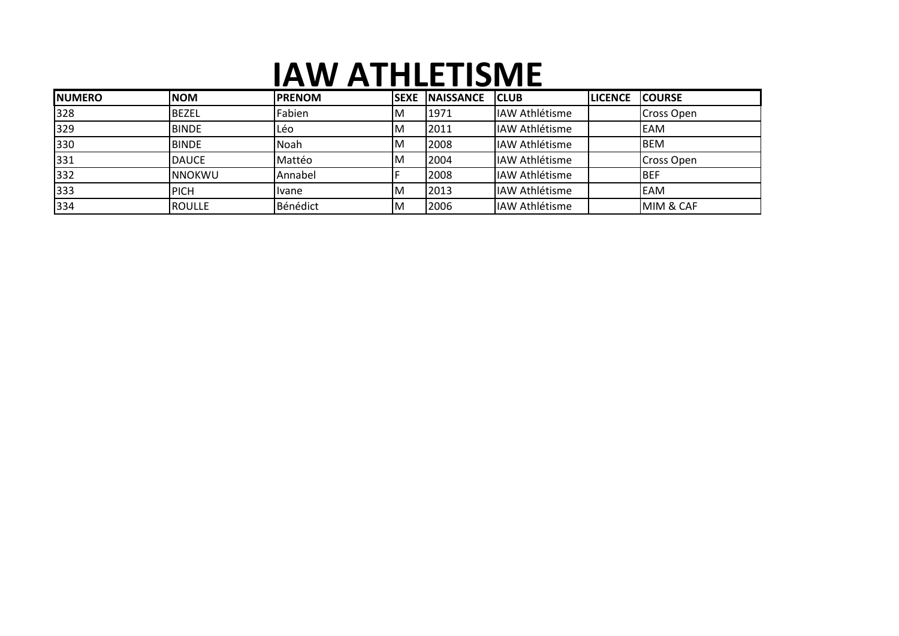# IAW ATHLETISME

| NUMERO | NOM | PRENOM | SEXE | NAISSANCE | CLUB | LICENCE | COURSE |
|---|---|---|---|---|---|---|---|
| 328 | BEZEL | Fabien | M | 1971 | IAW Athlétisme | | Cross Open |
| 329 | BINDE | Léo | M | 2011 | IAW Athlétisme | | EAM |
| 330 | BINDE | Noah | M | 2008 | IAW Athlétisme | | BEM |
| 331 | DAUCE | Mattéo | M | 2004 | IAW Athlétisme | | Cross Open |
| 332 | NNOKWU | Annabel | F | 2008 | IAW Athlétisme | | BEF |
| 333 | PICH | Ivane | M | 2013 | IAW Athlétisme | | EAM |
| 334 | ROULLE | Bénédict | M | 2006 | IAW Athlétisme | | MIM & CAF |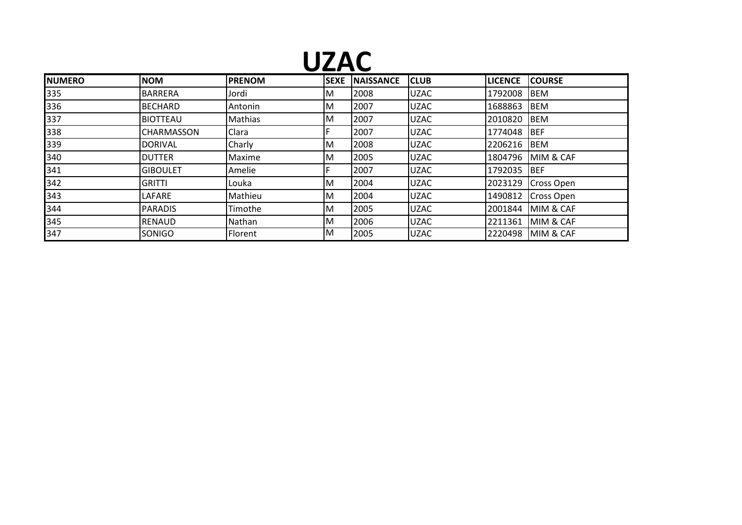# UZAC

| NUMERO | NOM | PRENOM | SEXE | NAISSANCE | CLUB | LICENCE | COURSE |
|---|---|---|---|---|---|---|---|
| 335 | BARRERA | Jordi | M | 2008 | UZAC | 1792008 | BEM |
| 336 | BECHARD | Antonin | M | 2007 | UZAC | 1688863 | BEM |
| 337 | BIOTTEAU | Mathias | M | 2007 | UZAC | 2010820 | BEM |
| 338 | CHARMASSON | Clara | F | 2007 | UZAC | 1774048 | BEF |
| 339 | DORIVAL | Charly | M | 2008 | UZAC | 2206216 | BEM |
| 340 | DUTTER | Maxime | M | 2005 | UZAC | 1804796 | MIM & CAF |
| 341 | GIBOULET | Amelie | F | 2007 | UZAC | 1792035 | BEF |
| 342 | GRITTI | Louka | M | 2004 | UZAC | 2023129 | Cross Open |
| 343 | LAFARE | Mathieu | M | 2004 | UZAC | 1490812 | Cross Open |
| 344 | PARADIS | Timothe | M | 2005 | UZAC | 2001844 | MIM & CAF |
| 345 | RENAUD | Nathan | M | 2006 | UZAC | 2211361 | MIM & CAF |
| 347 | SONIGO | Florent | M | 2005 | UZAC | 2220498 | MIM & CAF |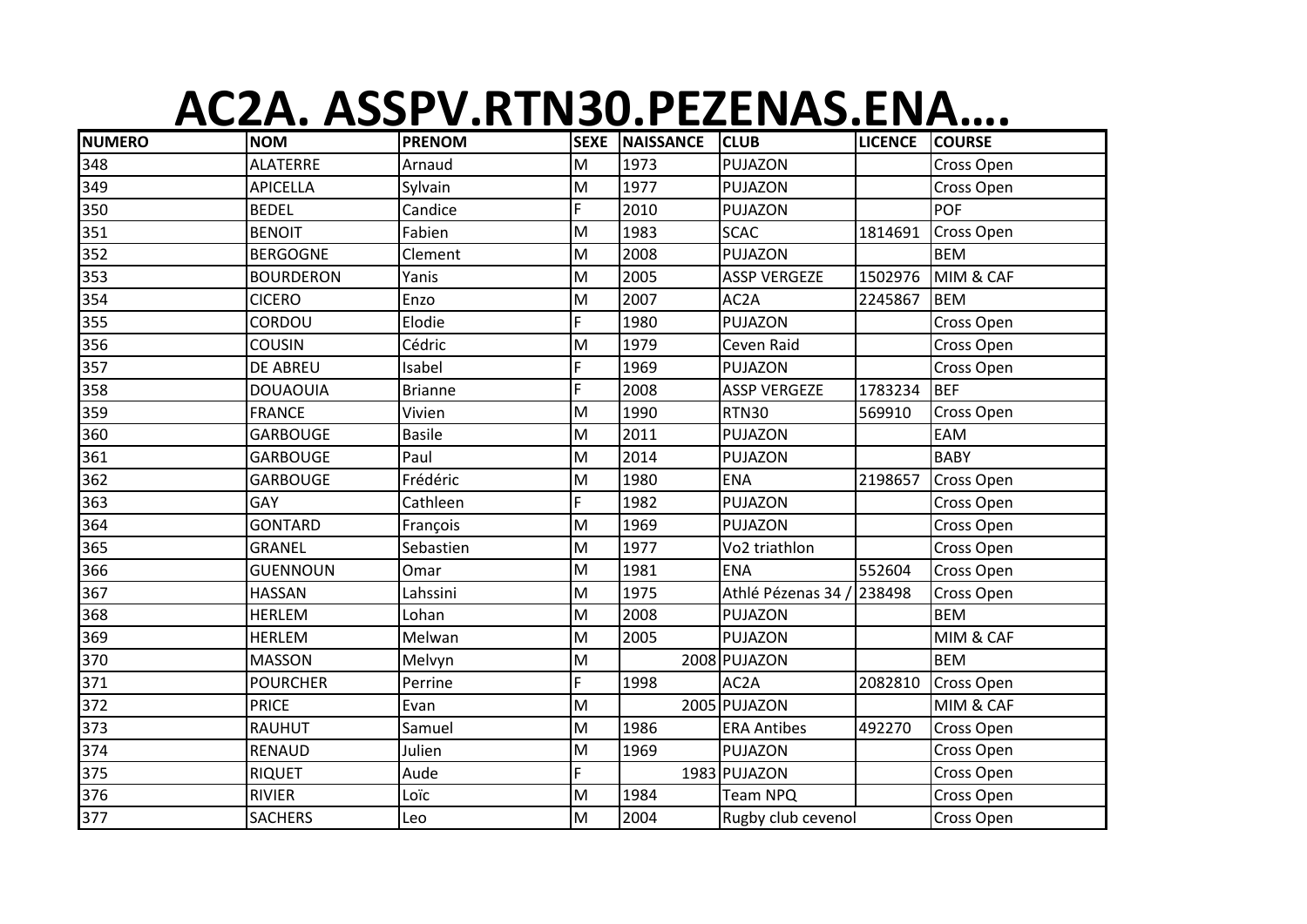# AC2A. ASSPV.RTN30.PEZENAS.ENA….

| NUMERO | NOM | PRENOM | SEXE | NAISSANCE | CLUB | LICENCE | COURSE |
|---|---|---|---|---|---|---|---|
| 348 | ALATERRE | Arnaud | M | 1973 | PUJAZON | | Cross Open |
| 349 | APICELLA | Sylvain | M | 1977 | PUJAZON | | Cross Open |
| 350 | BEDEL | Candice | F | 2010 | PUJAZON | | POF |
| 351 | BENOIT | Fabien | M | 1983 | SCAC | 1814691 | Cross Open |
| 352 | BERGOGNE | Clement | M | 2008 | PUJAZON | | BEM |
| 353 | BOURDERON | Yanis | M | 2005 | ASSP VERGEZE | 1502976 | MIM & CAF |
| 354 | CICERO | Enzo | M | 2007 | AC2A | 2245867 | BEM |
| 355 | CORDOU | Elodie | F | 1980 | PUJAZON | | Cross Open |
| 356 | COUSIN | Cédric | M | 1979 | Ceven Raid | | Cross Open |
| 357 | DE ABREU | Isabel | F | 1969 | PUJAZON | | Cross Open |
| 358 | DOUAOUIA | Brianne | F | 2008 | ASSP VERGEZE | 1783234 | BEF |
| 359 | FRANCE | Vivien | M | 1990 | RTN30 | 569910 | Cross Open |
| 360 | GARBOUGE | Basile | M | 2011 | PUJAZON | | EAM |
| 361 | GARBOUGE | Paul | M | 2014 | PUJAZON | | BABY |
| 362 | GARBOUGE | Frédéric | M | 1980 | ENA | 2198657 | Cross Open |
| 363 | GAY | Cathleen | F | 1982 | PUJAZON | | Cross Open |
| 364 | GONTARD | François | M | 1969 | PUJAZON | | Cross Open |
| 365 | GRANEL | Sebastien | M | 1977 | Vo2 triathlon | | Cross Open |
| 366 | GUENNOUN | Omar | M | 1981 | ENA | 552604 | Cross Open |
| 367 | HASSAN | Lahssini | M | 1975 | Athlé Pézenas 34 / | 238498 | Cross Open |
| 368 | HERLEM | Lohan | M | 2008 | PUJAZON | | BEM |
| 369 | HERLEM | Melwan | M | 2005 | PUJAZON | | MIM & CAF |
| 370 | MASSON | Melvyn | M | 2008 | PUJAZON | | BEM |
| 371 | POURCHER | Perrine | F | 1998 | AC2A | 2082810 | Cross Open |
| 372 | PRICE | Evan | M | 2005 | PUJAZON | | MIM & CAF |
| 373 | RAUHUT | Samuel | M | 1986 | ERA Antibes | 492270 | Cross Open |
| 374 | RENAUD | Julien | M | 1969 | PUJAZON | | Cross Open |
| 375 | RIQUET | Aude | F | 1983 | PUJAZON | | Cross Open |
| 376 | RIVIER | Loïc | M | 1984 | Team NPQ | | Cross Open |
| 377 | SACHERS | Leo | M | 2004 | Rugby club cevenol | | Cross Open |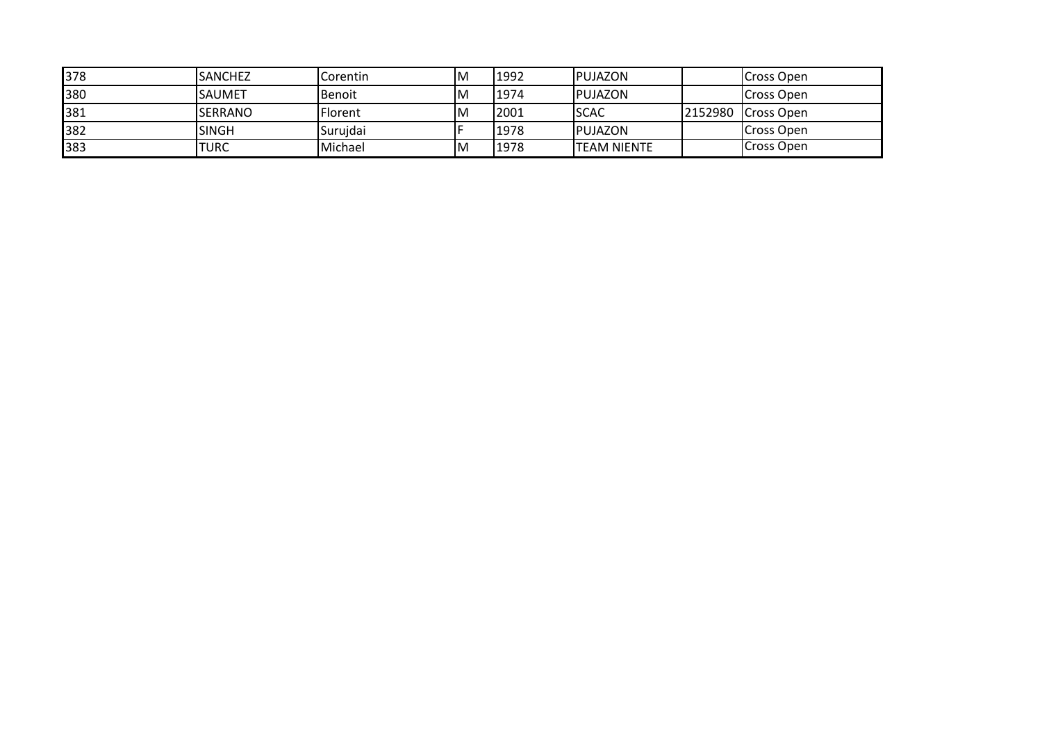| | | | | | | | |
|---|---|---|---|---|---|---|---|
| 378 | SANCHEZ | Corentin | M | 1992 | PUJAZON | | Cross Open |
| 380 | SAUMET | Benoit | M | 1974 | PUJAZON | | Cross Open |
| 381 | SERRANO | Florent | M | 2001 | SCAC | 2152980 | Cross Open |
| 382 | SINGH | Surujdai | F | 1978 | PUJAZON | | Cross Open |
| 383 | TURC | Michael | M | 1978 | TEAM NIENTE | | Cross Open |